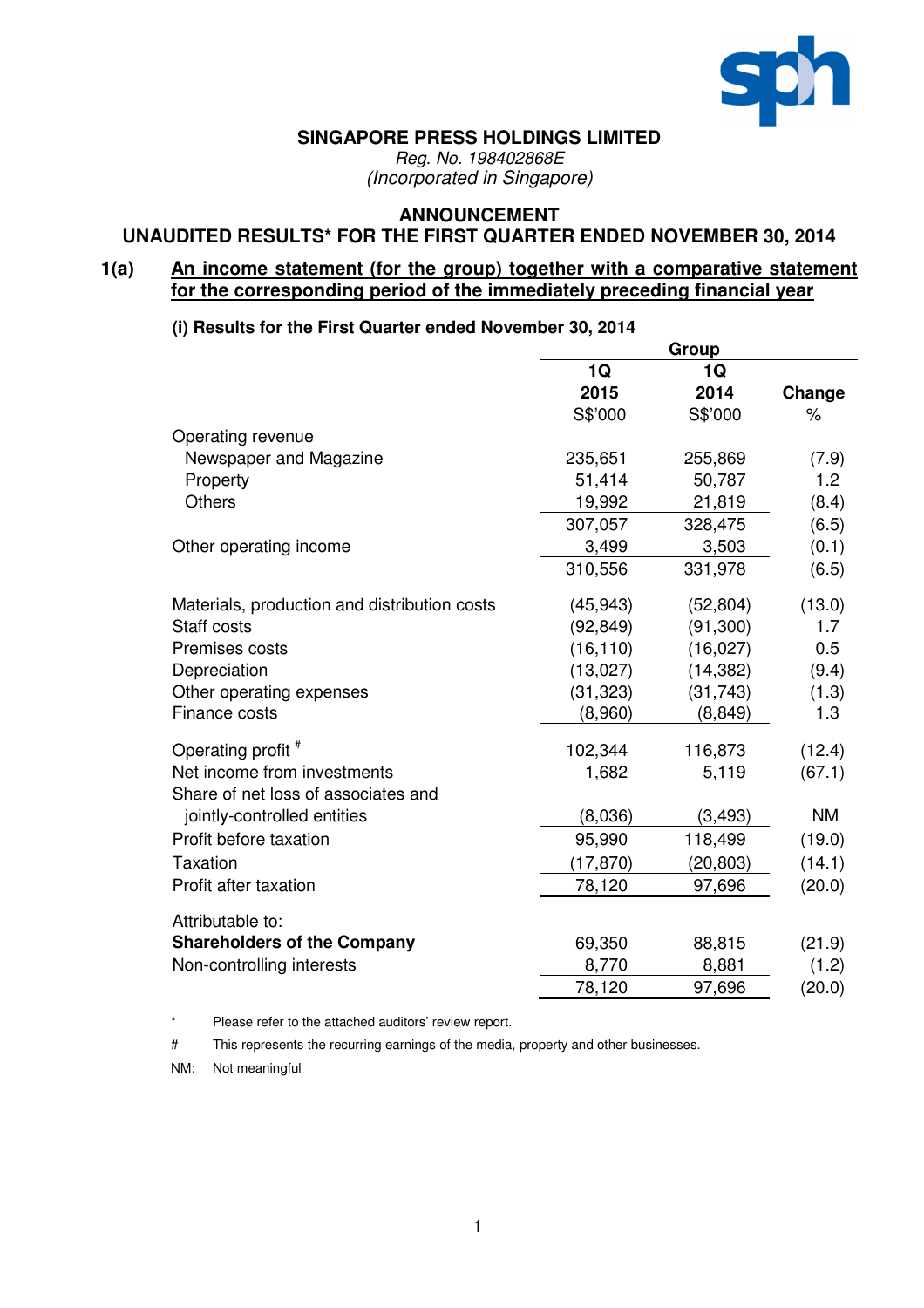# SINGAPORE PRESS HOLDINGS LIMITED

*Reg. No. 198402868E*
*(Incorporated in Singapore)*

## ANNOUNCEMENT
## UNAUDITED RESULTS* FOR THE FIRST QUARTER ENDED NOVEMBER 30, 2014

### 1(a) An income statement (for the group) together with a comparative statement for the corresponding period of the immediately preceding financial year

**(i) Results for the First Quarter ended November 30, 2014**

| | Group | | |
|---|---|---|---|
| | 1Q 2015 S$'000 | 1Q 2014 S$'000 | Change % |
| Operating revenue | | | |
| Newspaper and Magazine | 235,651 | 255,869 | (7.9) |
| Property | 51,414 | 50,787 | 1.2 |
| Others | 19,992 | 21,819 | (8.4) |
| | 307,057 | 328,475 | (6.5) |
| Other operating income | 3,499 | 3,503 | (0.1) |
| | 310,556 | 331,978 | (6.5) |
| Materials, production and distribution costs | (45,943) | (52,804) | (13.0) |
| Staff costs | (92,849) | (91,300) | 1.7 |
| Premises costs | (16,110) | (16,027) | 0.5 |
| Depreciation | (13,027) | (14,382) | (9.4) |
| Other operating expenses | (31,323) | (31,743) | (1.3) |
| Finance costs | (8,960) | (8,849) | 1.3 |
| Operating profit # | 102,344 | 116,873 | (12.4) |
| Net income from investments | 1,682 | 5,119 | (67.1) |
| Share of net loss of associates and jointly-controlled entities | (8,036) | (3,493) | NM |
| Profit before taxation | 95,990 | 118,499 | (19.0) |
| Taxation | (17,870) | (20,803) | (14.1) |
| Profit after taxation | 78,120 | 97,696 | (20.0) |
| Attributable to: | | | |
| **Shareholders of the Company** | 69,350 | 88,815 | (21.9) |
| Non-controlling interests | 8,770 | 8,881 | (1.2) |
| | 78,120 | 97,696 | (20.0) |

\* Please refer to the attached auditors' review report.

\# This represents the recurring earnings of the media, property and other businesses.

NM: Not meaningful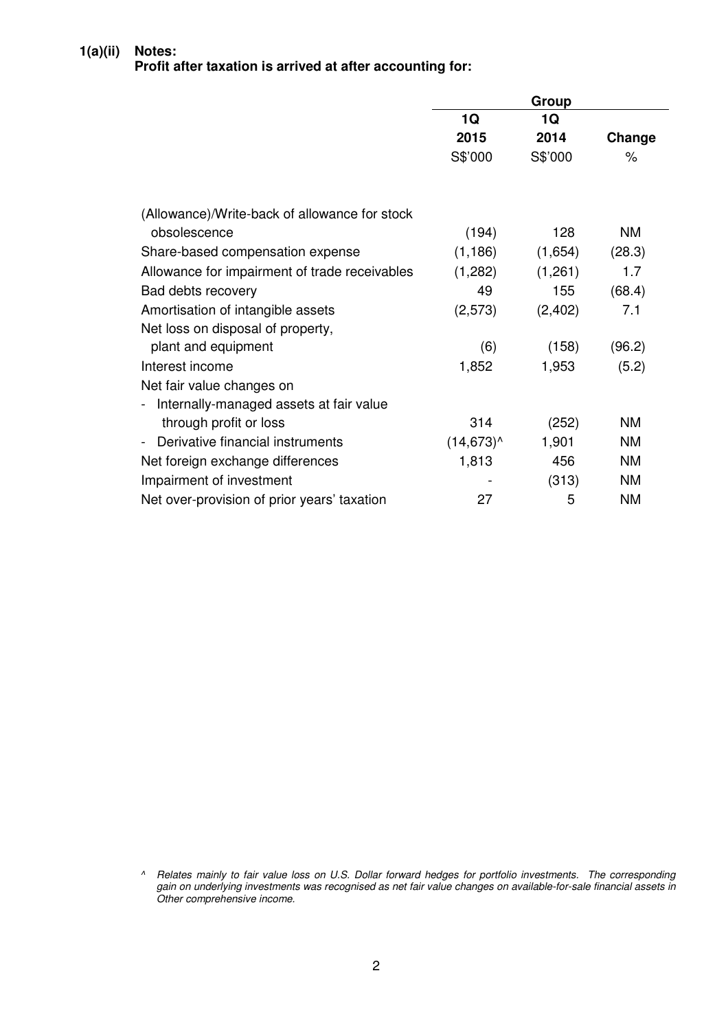**1(a)(ii) Notes:**

**Profit after taxation is arrived at after accounting for:**

| | Group | | |
|---|---|---|---|
| | **1Q 2015** S$'000 | **1Q 2014** S$'000 | **Change** % |
| (Allowance)/Write-back of allowance for stock obsolescence | (194) | 128 | NM |
| Share-based compensation expense | (1,186) | (1,654) | (28.3) |
| Allowance for impairment of trade receivables | (1,282) | (1,261) | 1.7 |
| Bad debts recovery | 49 | 155 | (68.4) |
| Amortisation of intangible assets | (2,573) | (2,402) | 7.1 |
| Net loss on disposal of property, plant and equipment | (6) | (158) | (96.2) |
| Interest income | 1,852 | 1,953 | (5.2) |
| Net fair value changes on | | | |
| - Internally-managed assets at fair value through profit or loss | 314 | (252) | NM |
| - Derivative financial instruments | (14,673)^ | 1,901 | NM |
| Net foreign exchange differences | 1,813 | 456 | NM |
| Impairment of investment | - | (313) | NM |
| Net over-provision of prior years' taxation | 27 | 5 | NM |

^ *Relates mainly to fair value loss on U.S. Dollar forward hedges for portfolio investments. The corresponding gain on underlying investments was recognised as net fair value changes on available-for-sale financial assets in Other comprehensive income.*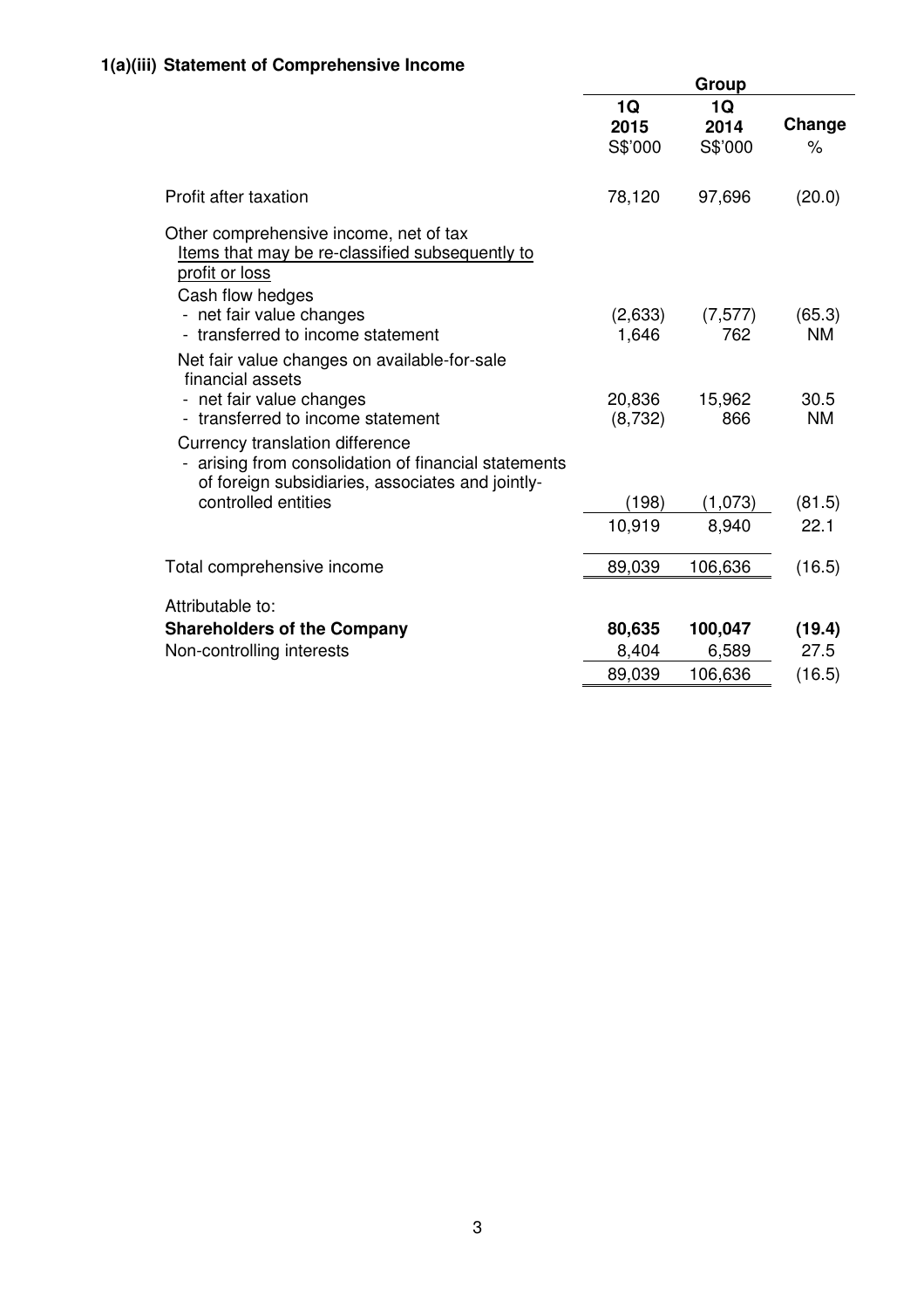### 1(a)(iii) Statement of Comprehensive Income

| | Group | | |
|---|---|---|---|
| | 1Q 2015 S$'000 | 1Q 2014 S$'000 | Change % |
| Profit after taxation | 78,120 | 97,696 | (20.0) |
| Other comprehensive income, net of tax | | | |
| Items that may be re-classified subsequently to profit or loss | | | |
| Cash flow hedges | | | |
| - net fair value changes | (2,633) | (7,577) | (65.3) |
| - transferred to income statement | 1,646 | 762 | NM |
| Net fair value changes on available-for-sale financial assets | | | |
| - net fair value changes | 20,836 | 15,962 | 30.5 |
| - transferred to income statement | (8,732) | 866 | NM |
| Currency translation difference | | | |
| - arising from consolidation of financial statements of foreign subsidiaries, associates and jointly-controlled entities | (198) | (1,073) | (81.5) |
| | 10,919 | 8,940 | 22.1 |
| Total comprehensive income | 89,039 | 106,636 | (16.5) |
| Attributable to: | | | |
| **Shareholders of the Company** | **80,635** | **100,047** | **(19.4)** |
| Non-controlling interests | 8,404 | 6,589 | 27.5 |
| | 89,039 | 106,636 | (16.5) |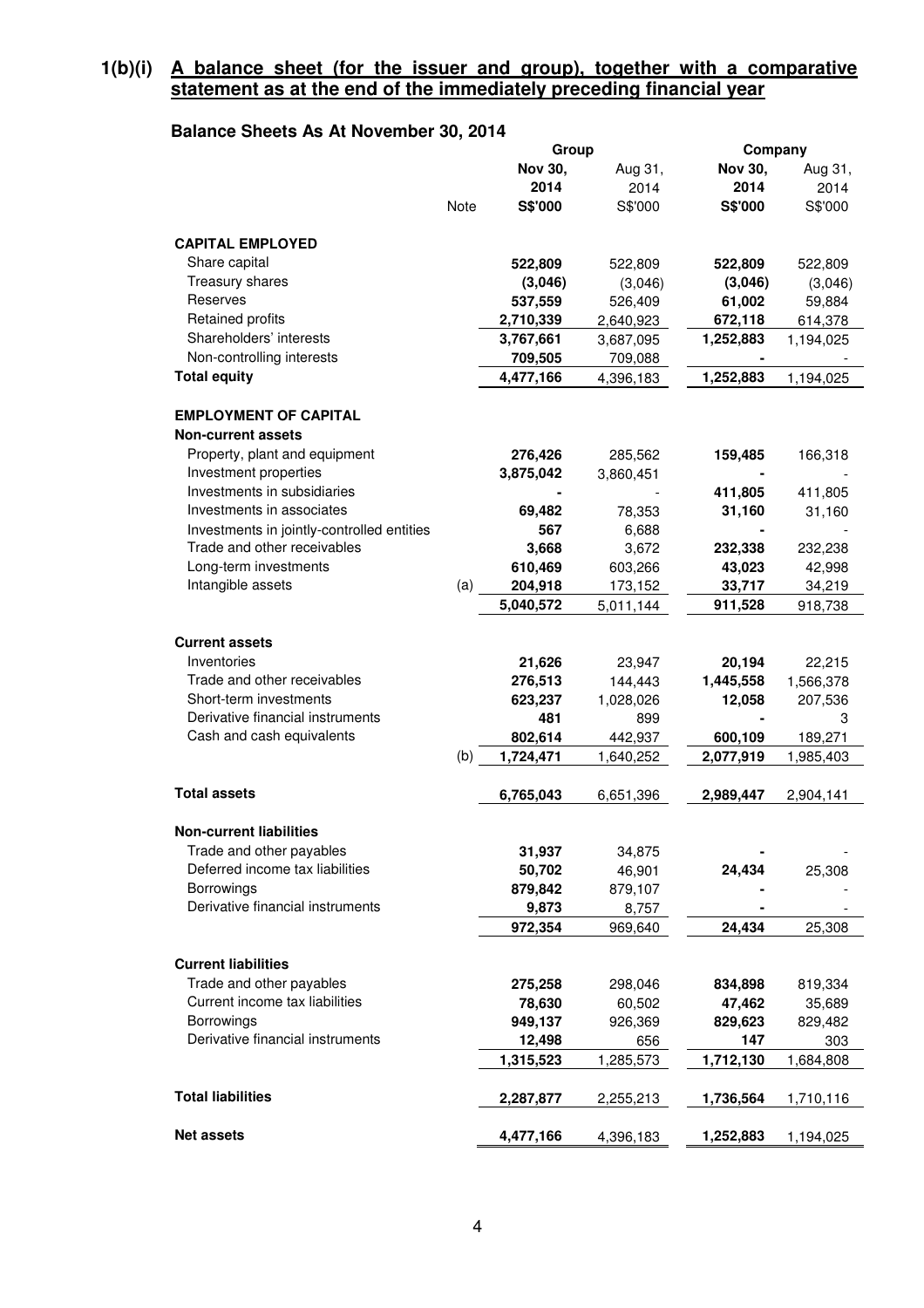## 1(b)(i) A balance sheet (for the issuer and group), together with a comparative statement as at the end of the immediately preceding financial year

### Balance Sheets As At November 30, 2014

| | Note | Group | | Company | |
|---|---|---|---|---|---|
| | | **Nov 30, 2014** | Aug 31, 2014 | **Nov 30, 2014** | Aug 31, 2014 |
| | | **S$'000** | S$'000 | **S$'000** | S$'000 |
| **CAPITAL EMPLOYED** | | | | | |
| Share capital | | **522,809** | 522,809 | **522,809** | 522,809 |
| Treasury shares | | **(3,046)** | (3,046) | **(3,046)** | (3,046) |
| Reserves | | **537,559** | 526,409 | **61,002** | 59,884 |
| Retained profits | | **2,710,339** | 2,640,923 | **672,118** | 614,378 |
| Shareholders' interests | | **3,767,661** | 3,687,095 | **1,252,883** | 1,194,025 |
| Non-controlling interests | | **709,505** | 709,088 | **-** | - |
| **Total equity** | | **4,477,166** | 4,396,183 | **1,252,883** | 1,194,025 |
| **EMPLOYMENT OF CAPITAL** | | | | | |
| **Non-current assets** | | | | | |
| Property, plant and equipment | | **276,426** | 285,562 | **159,485** | 166,318 |
| Investment properties | | **3,875,042** | 3,860,451 | **-** | - |
| Investments in subsidiaries | | **-** | - | **411,805** | 411,805 |
| Investments in associates | | **69,482** | 78,353 | **31,160** | 31,160 |
| Investments in jointly-controlled entities | | **567** | 6,688 | **-** | - |
| Trade and other receivables | | **3,668** | 3,672 | **232,338** | 232,238 |
| Long-term investments | | **610,469** | 603,266 | **43,023** | 42,998 |
| Intangible assets | (a) | **204,918** | 173,152 | **33,717** | 34,219 |
| | | **5,040,572** | 5,011,144 | **911,528** | 918,738 |
| **Current assets** | | | | | |
| Inventories | | **21,626** | 23,947 | **20,194** | 22,215 |
| Trade and other receivables | | **276,513** | 144,443 | **1,445,558** | 1,566,378 |
| Short-term investments | | **623,237** | 1,028,026 | **12,058** | 207,536 |
| Derivative financial instruments | | **481** | 899 | **-** | 3 |
| Cash and cash equivalents | | **802,614** | 442,937 | **600,109** | 189,271 |
| | (b) | **1,724,471** | 1,640,252 | **2,077,919** | 1,985,403 |
| **Total assets** | | **6,765,043** | 6,651,396 | **2,989,447** | 2,904,141 |
| **Non-current liabilities** | | | | | |
| Trade and other payables | | **31,937** | 34,875 | **-** | - |
| Deferred income tax liabilities | | **50,702** | 46,901 | **24,434** | 25,308 |
| Borrowings | | **879,842** | 879,107 | **-** | - |
| Derivative financial instruments | | **9,873** | 8,757 | **-** | - |
| | | **972,354** | 969,640 | **24,434** | 25,308 |
| **Current liabilities** | | | | | |
| Trade and other payables | | **275,258** | 298,046 | **834,898** | 819,334 |
| Current income tax liabilities | | **78,630** | 60,502 | **47,462** | 35,689 |
| Borrowings | | **949,137** | 926,369 | **829,623** | 829,482 |
| Derivative financial instruments | | **12,498** | 656 | **147** | 303 |
| | | **1,315,523** | 1,285,573 | **1,712,130** | 1,684,808 |
| **Total liabilities** | | **2,287,877** | 2,255,213 | **1,736,564** | 1,710,116 |
| **Net assets** | | **4,477,166** | 4,396,183 | **1,252,883** | 1,194,025 |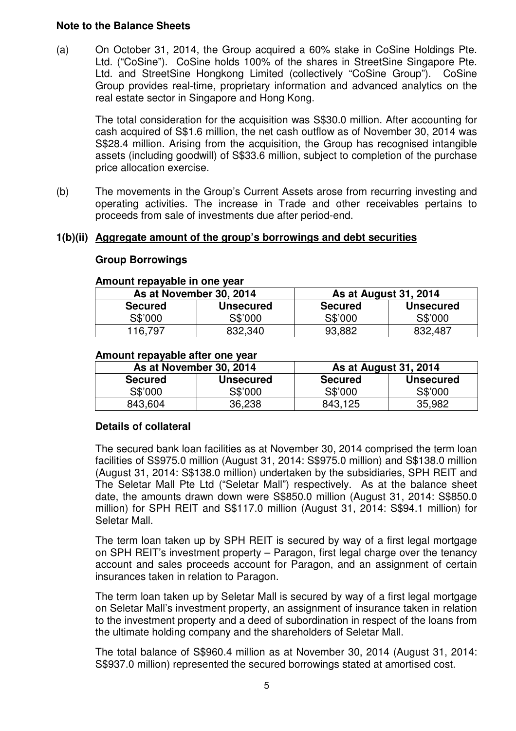**Note to the Balance Sheets**

(a) On October 31, 2014, the Group acquired a 60% stake in CoSine Holdings Pte. Ltd. ("CoSine"). CoSine holds 100% of the shares in StreetSine Singapore Pte. Ltd. and StreetSine Hongkong Limited (collectively "CoSine Group"). CoSine Group provides real-time, proprietary information and advanced analytics on the real estate sector in Singapore and Hong Kong.

The total consideration for the acquisition was S$30.0 million. After accounting for cash acquired of S$1.6 million, the net cash outflow as of November 30, 2014 was S$28.4 million. Arising from the acquisition, the Group has recognised intangible assets (including goodwill) of S$33.6 million, subject to completion of the purchase price allocation exercise.

(b) The movements in the Group's Current Assets arose from recurring investing and operating activities. The increase in Trade and other receivables pertains to proceeds from sale of investments due after period-end.

## 1(b)(ii) Aggregate amount of the group's borrowings and debt securities

**Group Borrowings**

**Amount repayable in one year**

| As at November 30, 2014 | | As at August 31, 2014 | |
|---|---|---|---|
| **Secured** S$'000 | **Unsecured** S$'000 | **Secured** S$'000 | **Unsecured** S$'000 |
| 116,797 | 832,340 | 93,882 | 832,487 |

**Amount repayable after one year**

| As at November 30, 2014 | | As at August 31, 2014 | |
|---|---|---|---|
| **Secured** S$'000 | **Unsecured** S$'000 | **Secured** S$'000 | **Unsecured** S$'000 |
| 843,604 | 36,238 | 843,125 | 35,982 |

**Details of collateral**

The secured bank loan facilities as at November 30, 2014 comprised the term loan facilities of S$975.0 million (August 31, 2014: S$975.0 million) and S$138.0 million (August 31, 2014: S$138.0 million) undertaken by the subsidiaries, SPH REIT and The Seletar Mall Pte Ltd ("Seletar Mall") respectively. As at the balance sheet date, the amounts drawn down were S$850.0 million (August 31, 2014: S$850.0 million) for SPH REIT and S$117.0 million (August 31, 2014: S$94.1 million) for Seletar Mall.

The term loan taken up by SPH REIT is secured by way of a first legal mortgage on SPH REIT's investment property – Paragon, first legal charge over the tenancy account and sales proceeds account for Paragon, and an assignment of certain insurances taken in relation to Paragon.

The term loan taken up by Seletar Mall is secured by way of a first legal mortgage on Seletar Mall's investment property, an assignment of insurance taken in relation to the investment property and a deed of subordination in respect of the loans from the ultimate holding company and the shareholders of Seletar Mall.

The total balance of S$960.4 million as at November 30, 2014 (August 31, 2014: S$937.0 million) represented the secured borrowings stated at amortised cost.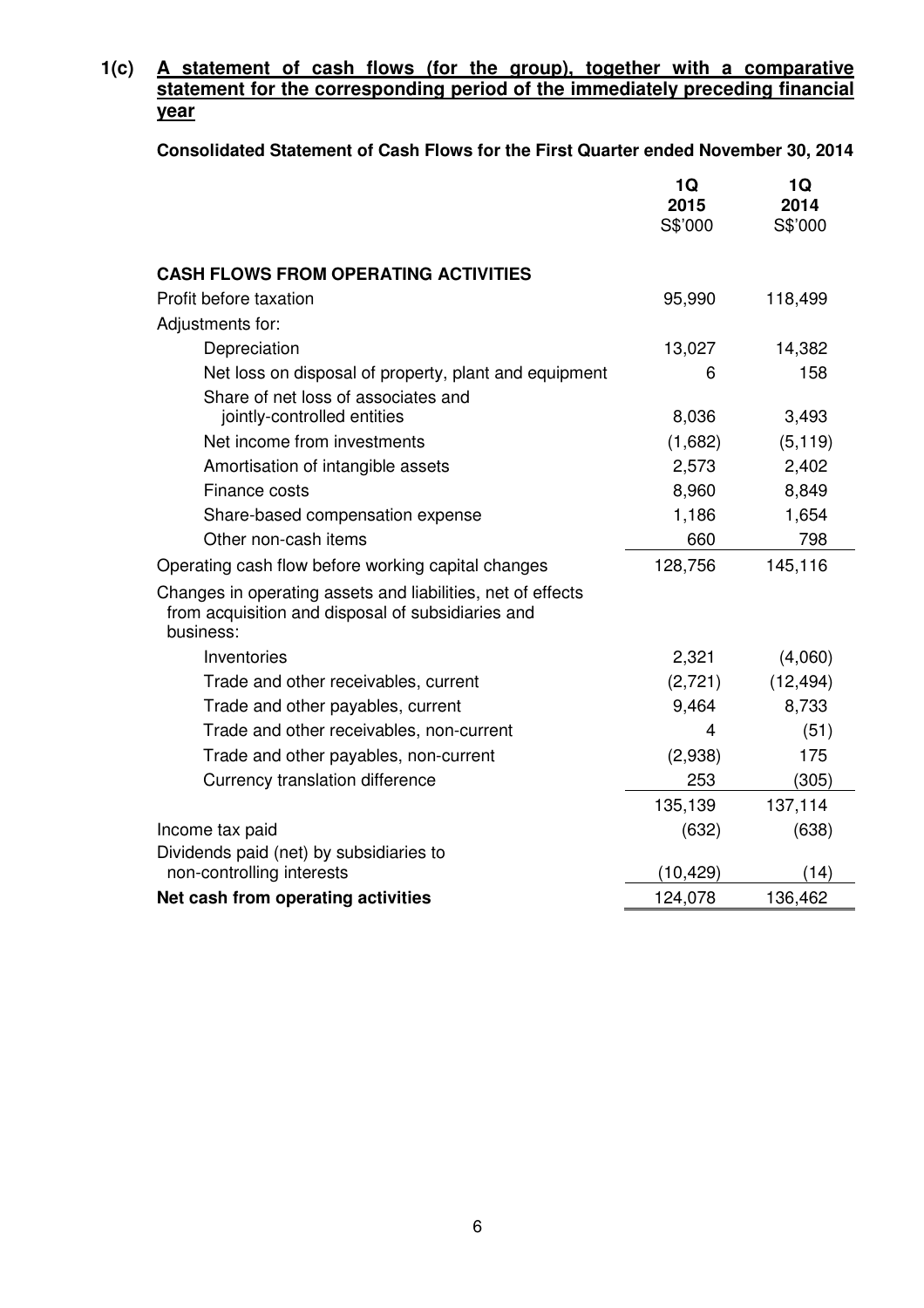## 1(c) A statement of cash flows (for the group), together with a comparative statement for the corresponding period of the immediately preceding financial year

**Consolidated Statement of Cash Flows for the First Quarter ended November 30, 2014**

| | 1Q 2015 S$'000 | 1Q 2014 S$'000 |
|---|---|---|
| **CASH FLOWS FROM OPERATING ACTIVITIES** | | |
| Profit before taxation | 95,990 | 118,499 |
| Adjustments for: | | |
| Depreciation | 13,027 | 14,382 |
| Net loss on disposal of property, plant and equipment | 6 | 158 |
| Share of net loss of associates and jointly-controlled entities | 8,036 | 3,493 |
| Net income from investments | (1,682) | (5,119) |
| Amortisation of intangible assets | 2,573 | 2,402 |
| Finance costs | 8,960 | 8,849 |
| Share-based compensation expense | 1,186 | 1,654 |
| Other non-cash items | 660 | 798 |
| Operating cash flow before working capital changes | 128,756 | 145,116 |
| Changes in operating assets and liabilities, net of effects from acquisition and disposal of subsidiaries and business: | | |
| Inventories | 2,321 | (4,060) |
| Trade and other receivables, current | (2,721) | (12,494) |
| Trade and other payables, current | 9,464 | 8,733 |
| Trade and other receivables, non-current | 4 | (51) |
| Trade and other payables, non-current | (2,938) | 175 |
| Currency translation difference | 253 | (305) |
| | 135,139 | 137,114 |
| Income tax paid | (632) | (638) |
| Dividends paid (net) by subsidiaries to non-controlling interests | (10,429) | (14) |
| **Net cash from operating activities** | 124,078 | 136,462 |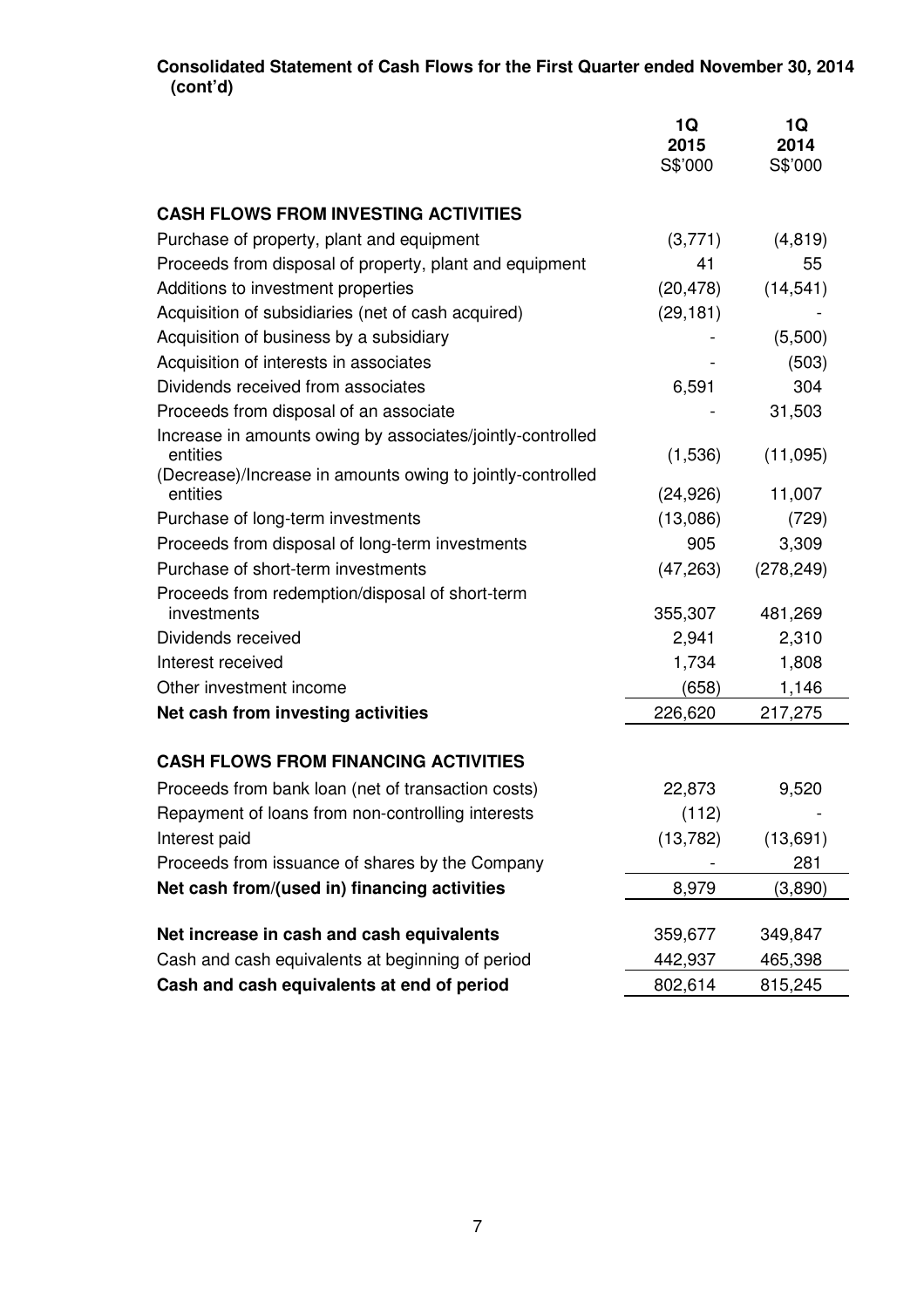**Consolidated Statement of Cash Flows for the First Quarter ended November 30, 2014 (cont'd)**

| | 1Q 2015 S$'000 | 1Q 2014 S$'000 |
|---|---|---|
| **CASH FLOWS FROM INVESTING ACTIVITIES** | | |
| Purchase of property, plant and equipment | (3,771) | (4,819) |
| Proceeds from disposal of property, plant and equipment | 41 | 55 |
| Additions to investment properties | (20,478) | (14,541) |
| Acquisition of subsidiaries (net of cash acquired) | (29,181) | - |
| Acquisition of business by a subsidiary | - | (5,500) |
| Acquisition of interests in associates | - | (503) |
| Dividends received from associates | 6,591 | 304 |
| Proceeds from disposal of an associate | - | 31,503 |
| Increase in amounts owing by associates/jointly-controlled entities | (1,536) | (11,095) |
| (Decrease)/Increase in amounts owing to jointly-controlled entities | (24,926) | 11,007 |
| Purchase of long-term investments | (13,086) | (729) |
| Proceeds from disposal of long-term investments | 905 | 3,309 |
| Purchase of short-term investments | (47,263) | (278,249) |
| Proceeds from redemption/disposal of short-term investments | 355,307 | 481,269 |
| Dividends received | 2,941 | 2,310 |
| Interest received | 1,734 | 1,808 |
| Other investment income | (658) | 1,146 |
| **Net cash from investing activities** | 226,620 | 217,275 |
| **CASH FLOWS FROM FINANCING ACTIVITIES** | | |
| Proceeds from bank loan (net of transaction costs) | 22,873 | 9,520 |
| Repayment of loans from non-controlling interests | (112) | - |
| Interest paid | (13,782) | (13,691) |
| Proceeds from issuance of shares by the Company | - | 281 |
| **Net cash from/(used in) financing activities** | 8,979 | (3,890) |
| **Net increase in cash and cash equivalents** | 359,677 | 349,847 |
| Cash and cash equivalents at beginning of period | 442,937 | 465,398 |
| **Cash and cash equivalents at end of period** | 802,614 | 815,245 |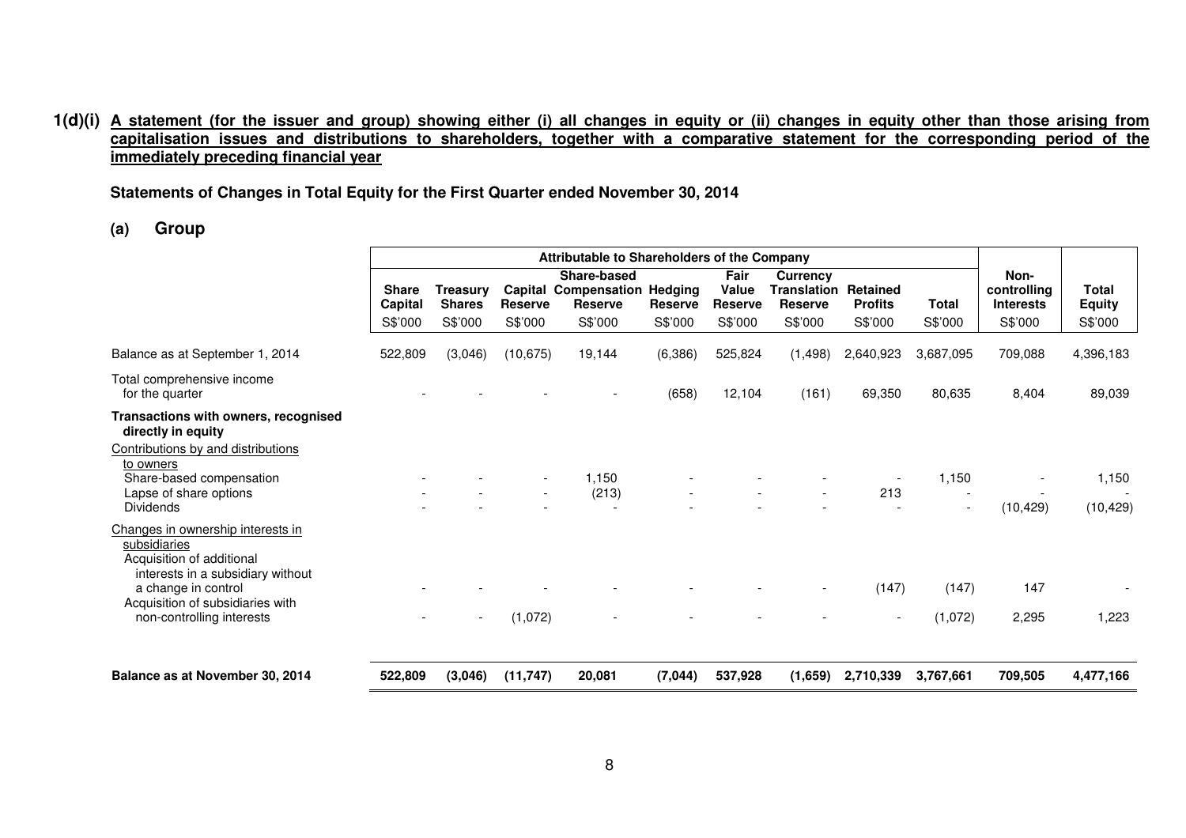**1(d)(i) A statement (for the issuer and group) showing either (i) all changes in equity or (ii) changes in equity other than those arising from capitalisation issues and distributions to shareholders, together with a comparative statement for the corresponding period of the immediately preceding financial year**

**Statements of Changes in Total Equity for the First Quarter ended November 30, 2014**

## (a) Group

| | Attributable to Shareholders of the Company | | | | | | | | | | |
|---|---|---|---|---|---|---|---|---|---|---|---|
| | Share Capital | Treasury Shares | Capital Reserve | Share-based Compensation Reserve | Hedging Reserve | Fair Value Reserve | Currency Translation Reserve | Retained Profits | Total | Non-controlling Interests | Total Equity |
| | S$'000 | S$'000 | S$'000 | S$'000 | S$'000 | S$'000 | S$'000 | S$'000 | S$'000 | S$'000 | S$'000 |
| Balance as at September 1, 2014 | 522,809 | (3,046) | (10,675) | 19,144 | (6,386) | 525,824 | (1,498) | 2,640,923 | 3,687,095 | 709,088 | 4,396,183 |
| Total comprehensive income for the quarter | - | - | - | - | (658) | 12,104 | (161) | 69,350 | 80,635 | 8,404 | 89,039 |
| **Transactions with owners, recognised directly in equity** | | | | | | | | | | | |
| Contributions by and distributions to owners | | | | | | | | | | | |
| Share-based compensation | - | - | - | 1,150 | - | - | - | - | 1,150 | - | 1,150 |
| Lapse of share options | - | - | - | (213) | - | - | - | 213 | - | - | - |
| Dividends | - | - | - | - | - | - | - | - | - | (10,429) | (10,429) |
| Changes in ownership interests in subsidiaries | | | | | | | | | | | |
| Acquisition of additional interests in a subsidiary without a change in control | - | - | - | - | - | - | - | (147) | (147) | 147 | - |
| Acquisition of subsidiaries with non-controlling interests | - | - | (1,072) | - | - | - | - | - | (1,072) | 2,295 | 1,223 |
| **Balance as at November 30, 2014** | **522,809** | **(3,046)** | **(11,747)** | **20,081** | **(7,044)** | **537,928** | **(1,659)** | **2,710,339** | **3,767,661** | **709,505** | **4,477,166** |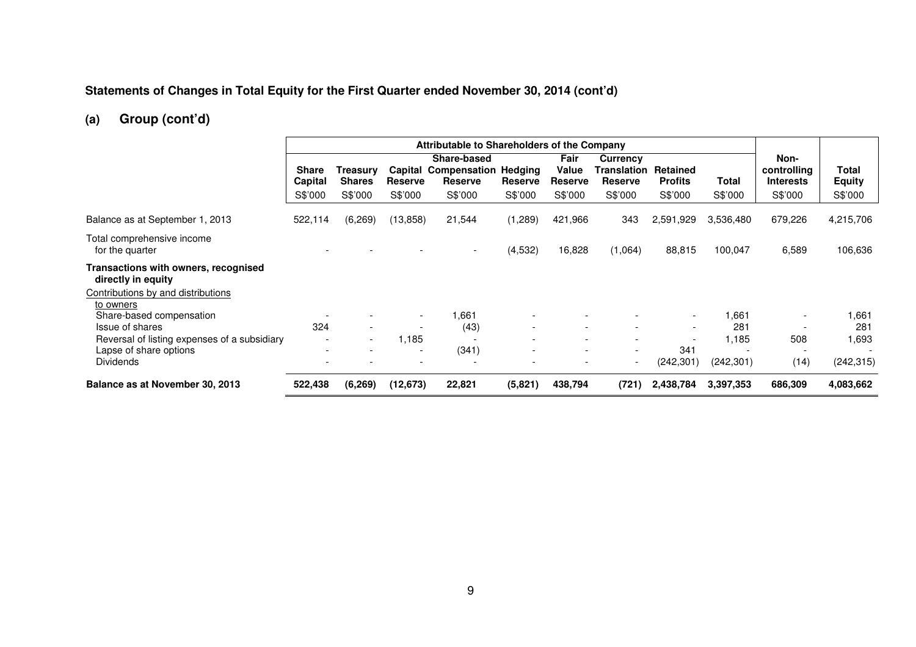**Statements of Changes in Total Equity for the First Quarter ended November 30, 2014 (cont'd)**

## (a) Group (cont'd)

| | Attributable to Shareholders of the Company | | | | | | | | | | |
|---|---|---|---|---|---|---|---|---|---|---|---|
| | **Share Capital** | **Treasury Shares** | **Capital Reserve** | **Share-based Compensation Reserve** | **Hedging Reserve** | **Fair Value Reserve** | **Currency Translation Reserve** | **Retained Profits** | **Total** | **Non-controlling Interests** | **Total Equity** |
| | S$'000 | S$'000 | S$'000 | S$'000 | S$'000 | S$'000 | S$'000 | S$'000 | S$'000 | S$'000 | S$'000 |
| Balance as at September 1, 2013 | 522,114 | (6,269) | (13,858) | 21,544 | (1,289) | 421,966 | 343 | 2,591,929 | 3,536,480 | 679,226 | 4,215,706 |
| Total comprehensive income for the quarter | - | - | - | - | (4,532) | 16,828 | (1,064) | 88,815 | 100,047 | 6,589 | 106,636 |
| **Transactions with owners, recognised directly in equity** | | | | | | | | | | | |
| Contributions by and distributions to owners | | | | | | | | | | | |
| Share-based compensation | - | - | - | 1,661 | - | - | - | - | 1,661 | - | 1,661 |
| Issue of shares | 324 | - | - | (43) | - | - | - | - | 281 | - | 281 |
| Reversal of listing expenses of a subsidiary | - | - | 1,185 | - | - | - | - | - | 1,185 | 508 | 1,693 |
| Lapse of share options | - | - | - | (341) | - | - | - | 341 | - | - | - |
| Dividends | - | - | - | - | - | - | - | (242,301) | (242,301) | (14) | (242,315) |
| **Balance as at November 30, 2013** | **522,438** | **(6,269)** | **(12,673)** | **22,821** | **(5,821)** | **438,794** | **(721)** | **2,438,784** | **3,397,353** | **686,309** | **4,083,662** |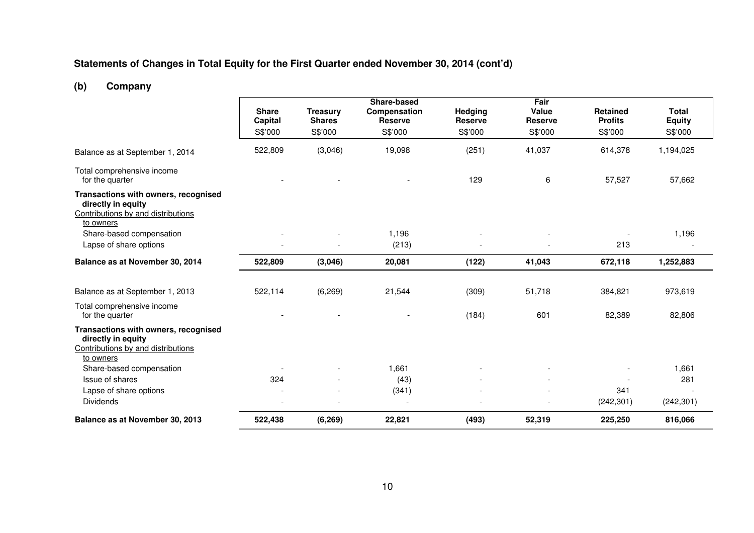## Statements of Changes in Total Equity for the First Quarter ended November 30, 2014 (cont'd)

### (b) Company

| | Share Capital | Treasury Shares | Share-based Compensation Reserve | Hedging Reserve | Fair Value Reserve | Retained Profits | Total Equity |
|---|---|---|---|---|---|---|---|
| | S$'000 | S$'000 | S$'000 | S$'000 | S$'000 | S$'000 | S$'000 |
| Balance as at September 1, 2014 | 522,809 | (3,046) | 19,098 | (251) | 41,037 | 614,378 | 1,194,025 |
| Total comprehensive income for the quarter | - | - | - | 129 | 6 | 57,527 | 57,662 |
| **Transactions with owners, recognised directly in equity** | | | | | | | |
| Contributions by and distributions to owners | | | | | | | |
| Share-based compensation | - | - | 1,196 | - | - | - | 1,196 |
| Lapse of share options | - | - | (213) | - | - | 213 | - |
| **Balance as at November 30, 2014** | **522,809** | **(3,046)** | **20,081** | **(122)** | **41,043** | **672,118** | **1,252,883** |
| | | | | | | | |
| Balance as at September 1, 2013 | 522,114 | (6,269) | 21,544 | (309) | 51,718 | 384,821 | 973,619 |
| Total comprehensive income for the quarter | - | - | - | (184) | 601 | 82,389 | 82,806 |
| **Transactions with owners, recognised directly in equity** | | | | | | | |
| Contributions by and distributions to owners | | | | | | | |
| Share-based compensation | - | - | 1,661 | - | - | - | 1,661 |
| Issue of shares | 324 | - | (43) | - | - | - | 281 |
| Lapse of share options | - | - | (341) | - | - | 341 | - |
| Dividends | - | - | - | - | - | (242,301) | (242,301) |
| **Balance as at November 30, 2013** | **522,438** | **(6,269)** | **22,821** | **(493)** | **52,319** | **225,250** | **816,066** |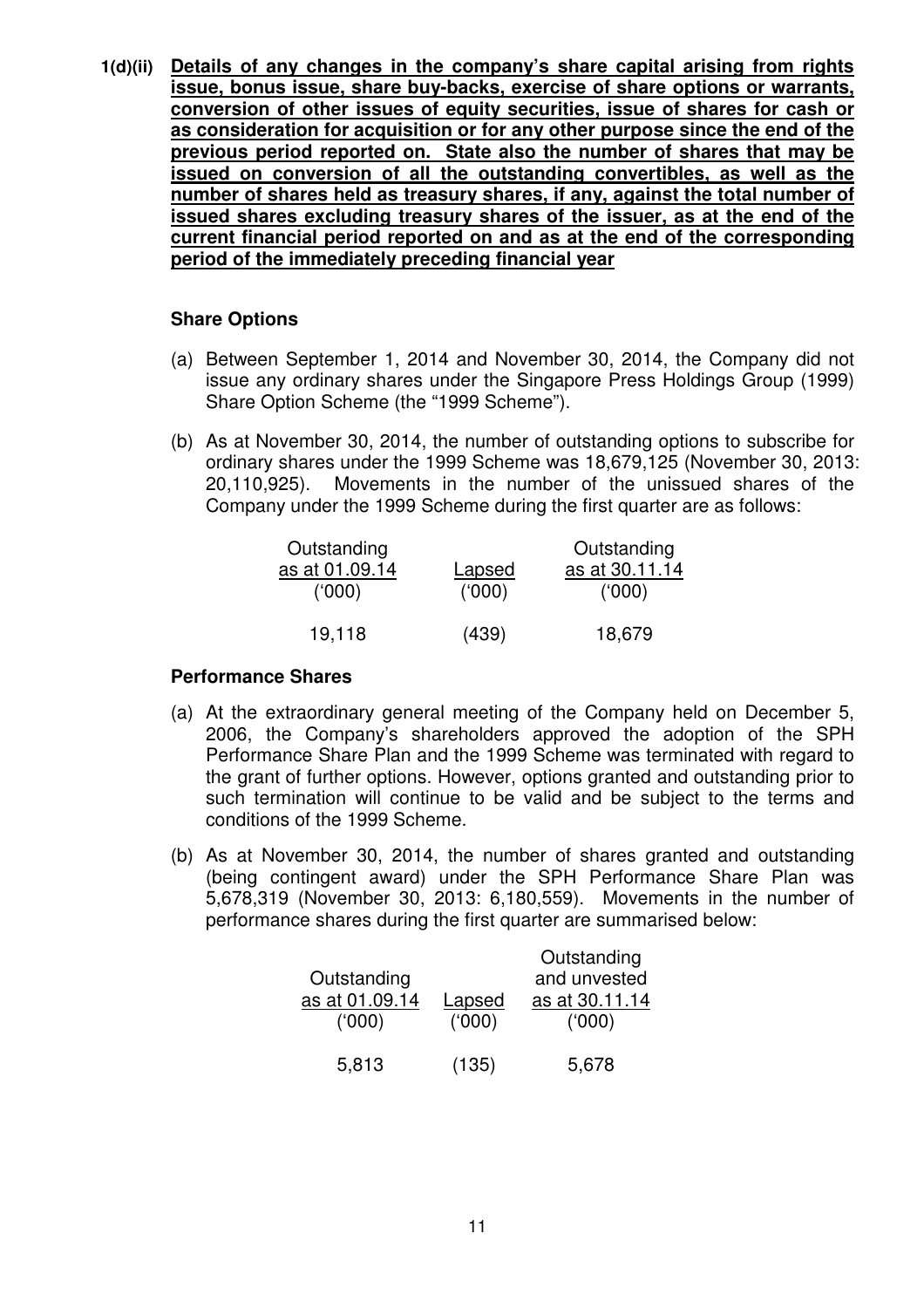**1(d)(ii) Details of any changes in the company's share capital arising from rights issue, bonus issue, share buy-backs, exercise of share options or warrants, conversion of other issues of equity securities, issue of shares for cash or as consideration for acquisition or for any other purpose since the end of the previous period reported on. State also the number of shares that may be issued on conversion of all the outstanding convertibles, as well as the number of shares held as treasury shares, if any, against the total number of issued shares excluding treasury shares of the issuer, as at the end of the current financial period reported on and as at the end of the corresponding period of the immediately preceding financial year**

**Share Options**

(a) Between September 1, 2014 and November 30, 2014, the Company did not issue any ordinary shares under the Singapore Press Holdings Group (1999) Share Option Scheme (the "1999 Scheme").

(b) As at November 30, 2014, the number of outstanding options to subscribe for ordinary shares under the 1999 Scheme was 18,679,125 (November 30, 2013: 20,110,925). Movements in the number of the unissued shares of the Company under the 1999 Scheme during the first quarter are as follows:

| Outstanding as at 01.09.14 ('000) | Lapsed ('000) | Outstanding as at 30.11.14 ('000) |
|---|---|---|
| 19,118 | (439) | 18,679 |

**Performance Shares**

(a) At the extraordinary general meeting of the Company held on December 5, 2006, the Company's shareholders approved the adoption of the SPH Performance Share Plan and the 1999 Scheme was terminated with regard to the grant of further options. However, options granted and outstanding prior to such termination will continue to be valid and be subject to the terms and conditions of the 1999 Scheme.

(b) As at November 30, 2014, the number of shares granted and outstanding (being contingent award) under the SPH Performance Share Plan was 5,678,319 (November 30, 2013: 6,180,559). Movements in the number of performance shares during the first quarter are summarised below:

| Outstanding as at 01.09.14 ('000) | Lapsed ('000) | Outstanding and unvested as at 30.11.14 ('000) |
|---|---|---|
| 5,813 | (135) | 5,678 |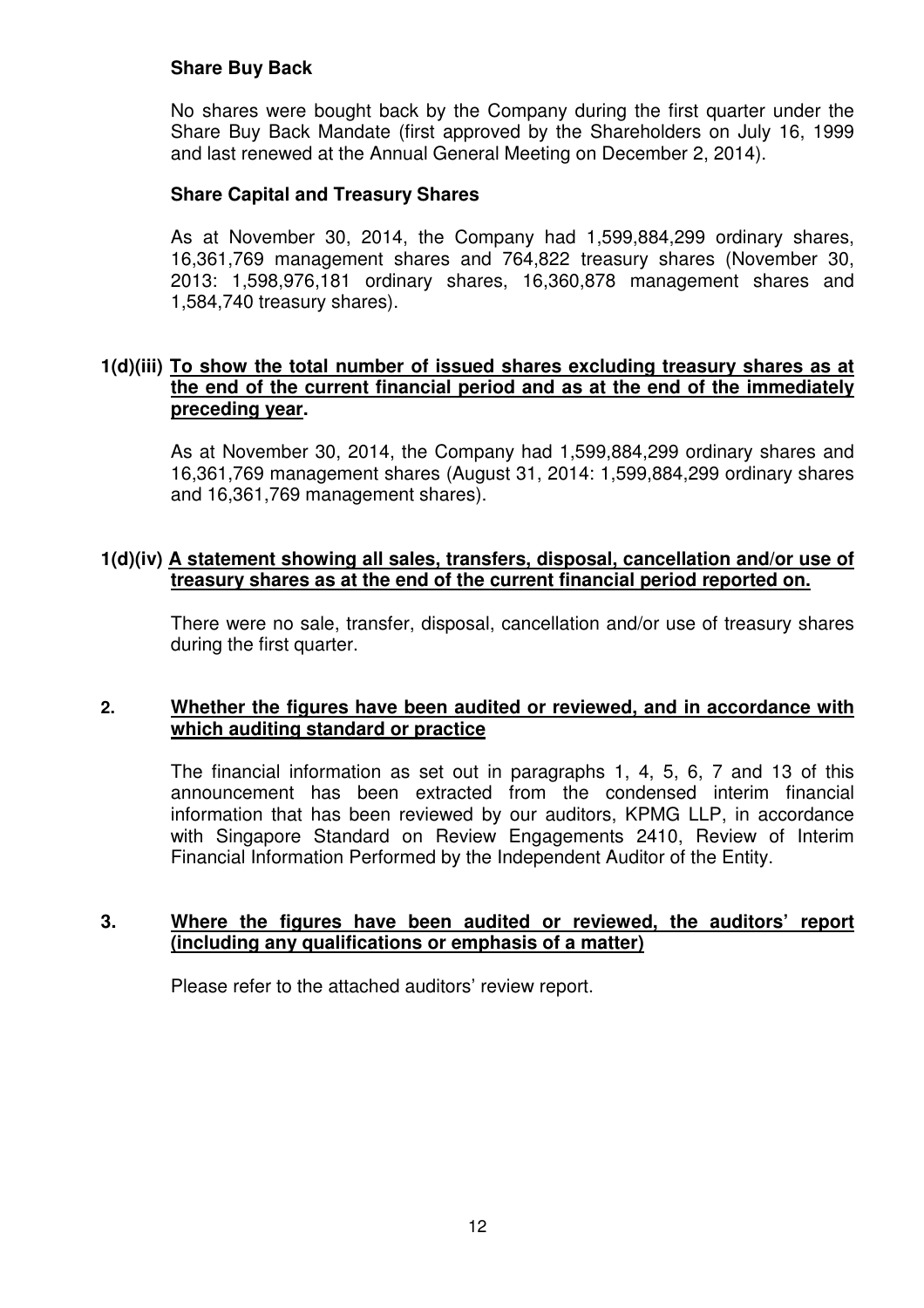**Share Buy Back**

No shares were bought back by the Company during the first quarter under the Share Buy Back Mandate (first approved by the Shareholders on July 16, 1999 and last renewed at the Annual General Meeting on December 2, 2014).

**Share Capital and Treasury Shares**

As at November 30, 2014, the Company had 1,599,884,299 ordinary shares, 16,361,769 management shares and 764,822 treasury shares (November 30, 2013: 1,598,976,181 ordinary shares, 16,360,878 management shares and 1,584,740 treasury shares).

**1(d)(iii) <u>To show the total number of issued shares excluding treasury shares as at the end of the current financial period and as at the end of the immediately preceding year</u>.**

As at November 30, 2014, the Company had 1,599,884,299 ordinary shares and 16,361,769 management shares (August 31, 2014: 1,599,884,299 ordinary shares and 16,361,769 management shares).

**1(d)(iv) <u>A statement showing all sales, transfers, disposal, cancellation and/or use of treasury shares as at the end of the current financial period reported on.</u>**

There were no sale, transfer, disposal, cancellation and/or use of treasury shares during the first quarter.

**2. <u>Whether the figures have been audited or reviewed, and in accordance with which auditing standard or practice</u>**

The financial information as set out in paragraphs 1, 4, 5, 6, 7 and 13 of this announcement has been extracted from the condensed interim financial information that has been reviewed by our auditors, KPMG LLP, in accordance with Singapore Standard on Review Engagements 2410, Review of Interim Financial Information Performed by the Independent Auditor of the Entity.

**3. <u>Where the figures have been audited or reviewed, the auditors' report (including any qualifications or emphasis of a matter)</u>**

Please refer to the attached auditors' review report.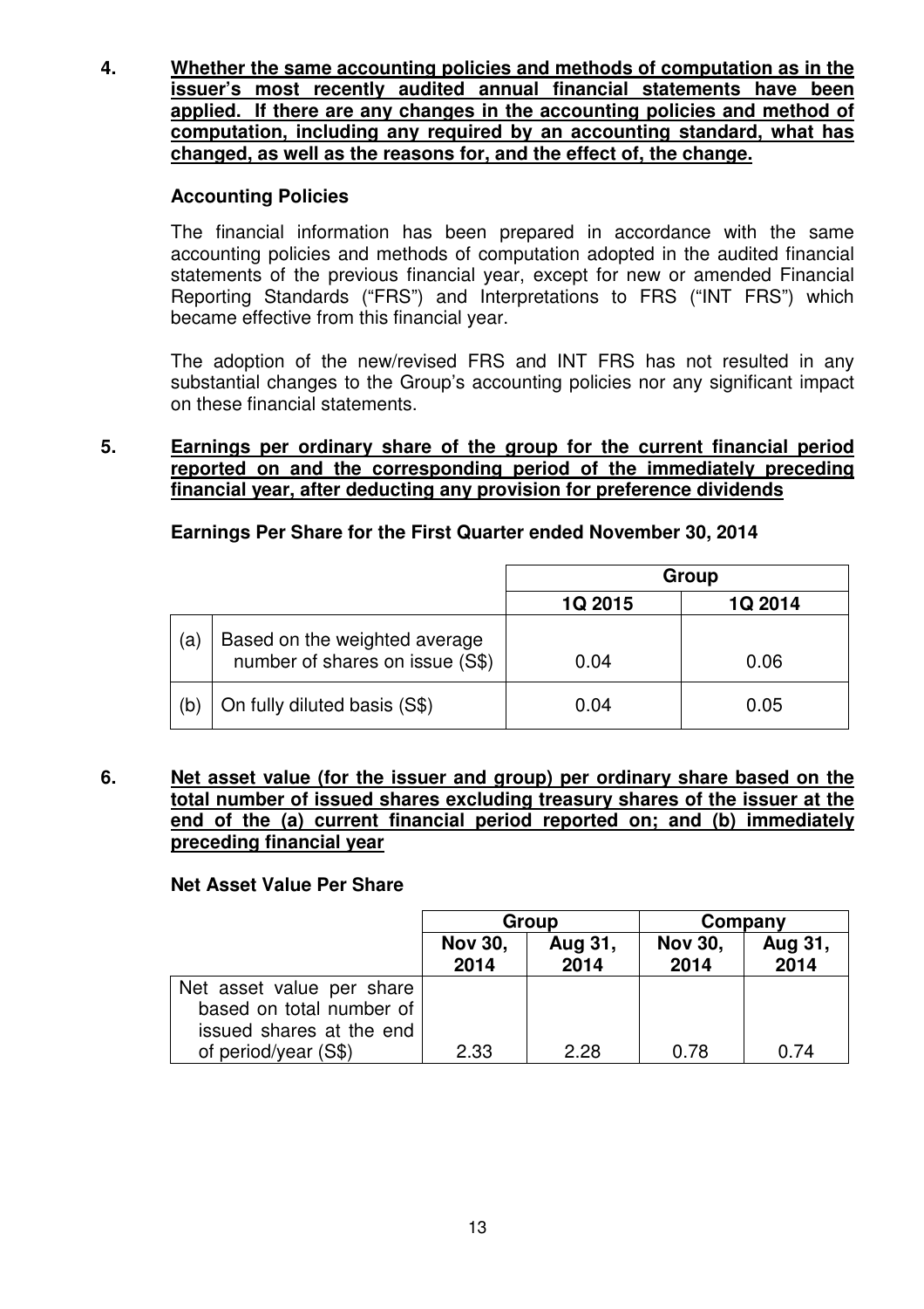**4. Whether the same accounting policies and methods of computation as in the issuer's most recently audited annual financial statements have been applied. If there are any changes in the accounting policies and method of computation, including any required by an accounting standard, what has changed, as well as the reasons for, and the effect of, the change.**

**Accounting Policies**

The financial information has been prepared in accordance with the same accounting policies and methods of computation adopted in the audited financial statements of the previous financial year, except for new or amended Financial Reporting Standards ("FRS") and Interpretations to FRS ("INT FRS") which became effective from this financial year.

The adoption of the new/revised FRS and INT FRS has not resulted in any substantial changes to the Group's accounting policies nor any significant impact on these financial statements.

**5. Earnings per ordinary share of the group for the current financial period reported on and the corresponding period of the immediately preceding financial year, after deducting any provision for preference dividends**

**Earnings Per Share for the First Quarter ended November 30, 2014**

| | | Group | |
|---|---|---|---|
| | | 1Q 2015 | 1Q 2014 |
| (a) | Based on the weighted average number of shares on issue (S$) | 0.04 | 0.06 |
| (b) | On fully diluted basis (S$) | 0.04 | 0.05 |

**6. Net asset value (for the issuer and group) per ordinary share based on the total number of issued shares excluding treasury shares of the issuer at the end of the (a) current financial period reported on; and (b) immediately preceding financial year**

**Net Asset Value Per Share**

| | Group | | Company | |
|---|---|---|---|---|
| | Nov 30, 2014 | Aug 31, 2014 | Nov 30, 2014 | Aug 31, 2014 |
| Net asset value per share based on total number of issued shares at the end of period/year (S$) | 2.33 | 2.28 | 0.78 | 0.74 |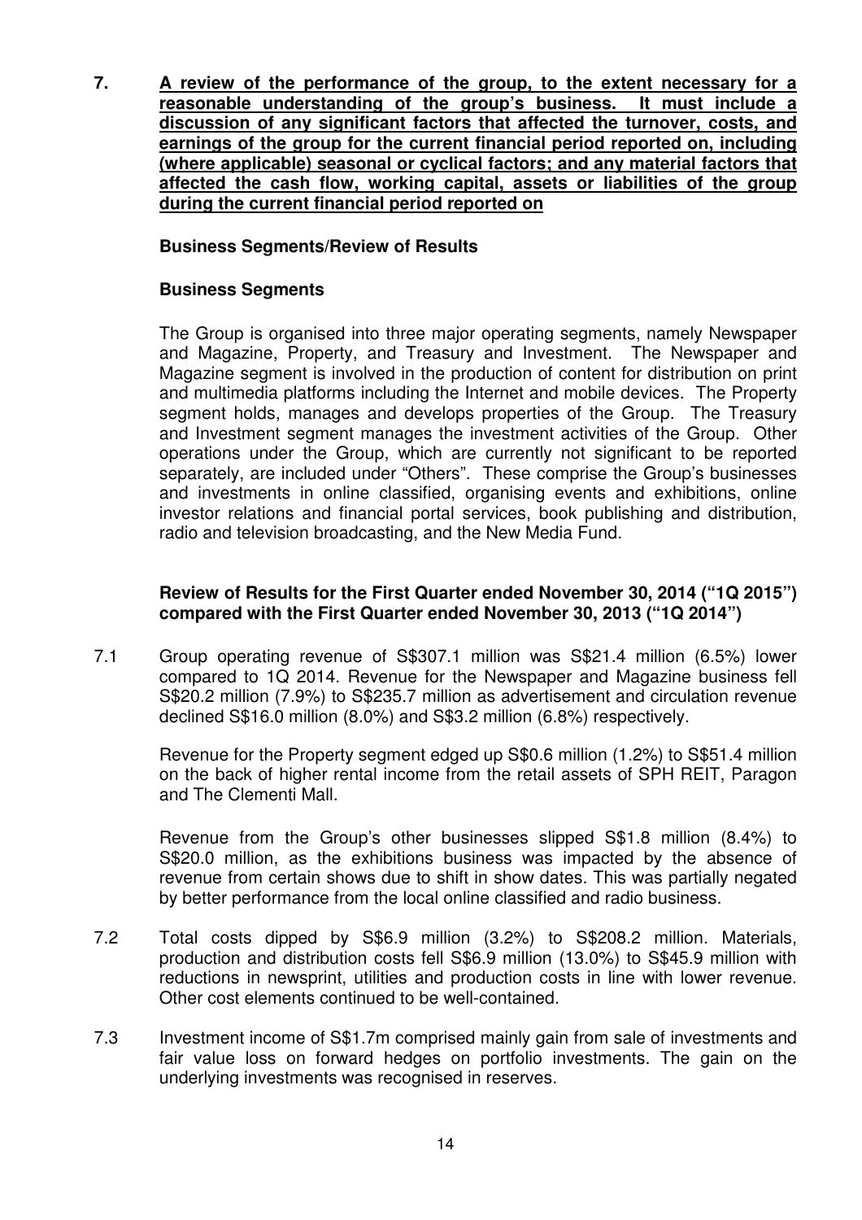**7. A review of the performance of the group, to the extent necessary for a reasonable understanding of the group's business. It must include a discussion of any significant factors that affected the turnover, costs, and earnings of the group for the current financial period reported on, including (where applicable) seasonal or cyclical factors; and any material factors that affected the cash flow, working capital, assets or liabilities of the group during the current financial period reported on**

**Business Segments/Review of Results**

**Business Segments**

The Group is organised into three major operating segments, namely Newspaper and Magazine, Property, and Treasury and Investment. The Newspaper and Magazine segment is involved in the production of content for distribution on print and multimedia platforms including the Internet and mobile devices. The Property segment holds, manages and develops properties of the Group. The Treasury and Investment segment manages the investment activities of the Group. Other operations under the Group, which are currently not significant to be reported separately, are included under "Others". These comprise the Group's businesses and investments in online classified, organising events and exhibitions, online investor relations and financial portal services, book publishing and distribution, radio and television broadcasting, and the New Media Fund.

**Review of Results for the First Quarter ended November 30, 2014 ("1Q 2015") compared with the First Quarter ended November 30, 2013 ("1Q 2014")**

7.1 Group operating revenue of S$307.1 million was S$21.4 million (6.5%) lower compared to 1Q 2014. Revenue for the Newspaper and Magazine business fell S$20.2 million (7.9%) to S$235.7 million as advertisement and circulation revenue declined S$16.0 million (8.0%) and S$3.2 million (6.8%) respectively.

Revenue for the Property segment edged up S$0.6 million (1.2%) to S$51.4 million on the back of higher rental income from the retail assets of SPH REIT, Paragon and The Clementi Mall.

Revenue from the Group's other businesses slipped S$1.8 million (8.4%) to S$20.0 million, as the exhibitions business was impacted by the absence of revenue from certain shows due to shift in show dates. This was partially negated by better performance from the local online classified and radio business.

7.2 Total costs dipped by S$6.9 million (3.2%) to S$208.2 million. Materials, production and distribution costs fell S$6.9 million (13.0%) to S$45.9 million with reductions in newsprint, utilities and production costs in line with lower revenue. Other cost elements continued to be well-contained.

7.3 Investment income of S$1.7m comprised mainly gain from sale of investments and fair value loss on forward hedges on portfolio investments. The gain on the underlying investments was recognised in reserves.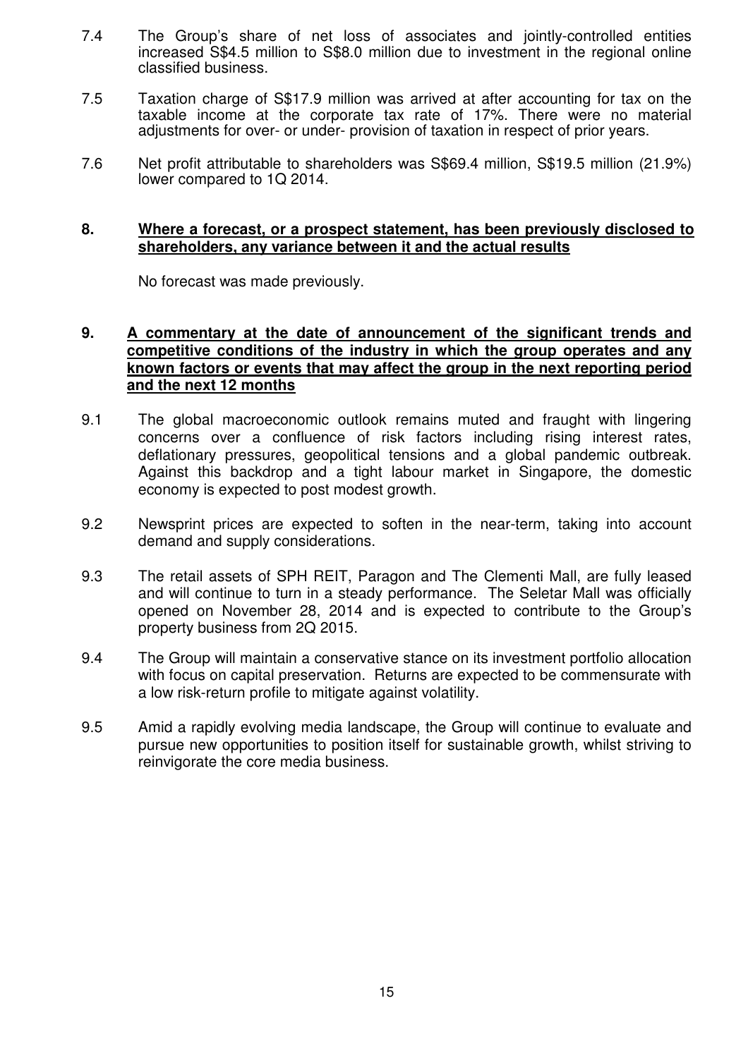7.4 The Group's share of net loss of associates and jointly-controlled entities increased S$4.5 million to S$8.0 million due to investment in the regional online classified business.

7.5 Taxation charge of S$17.9 million was arrived at after accounting for tax on the taxable income at the corporate tax rate of 17%. There were no material adjustments for over- or under- provision of taxation in respect of prior years.

7.6 Net profit attributable to shareholders was S$69.4 million, S$19.5 million (21.9%) lower compared to 1Q 2014.

## 8. <u>Where a forecast, or a prospect statement, has been previously disclosed to shareholders, any variance between it and the actual results</u>

No forecast was made previously.

## 9. <u>A commentary at the date of announcement of the significant trends and competitive conditions of the industry in which the group operates and any known factors or events that may affect the group in the next reporting period and the next 12 months</u>

9.1 The global macroeconomic outlook remains muted and fraught with lingering concerns over a confluence of risk factors including rising interest rates, deflationary pressures, geopolitical tensions and a global pandemic outbreak. Against this backdrop and a tight labour market in Singapore, the domestic economy is expected to post modest growth.

9.2 Newsprint prices are expected to soften in the near-term, taking into account demand and supply considerations.

9.3 The retail assets of SPH REIT, Paragon and The Clementi Mall, are fully leased and will continue to turn in a steady performance. The Seletar Mall was officially opened on November 28, 2014 and is expected to contribute to the Group's property business from 2Q 2015.

9.4 The Group will maintain a conservative stance on its investment portfolio allocation with focus on capital preservation. Returns are expected to be commensurate with a low risk-return profile to mitigate against volatility.

9.5 Amid a rapidly evolving media landscape, the Group will continue to evaluate and pursue new opportunities to position itself for sustainable growth, whilst striving to reinvigorate the core media business.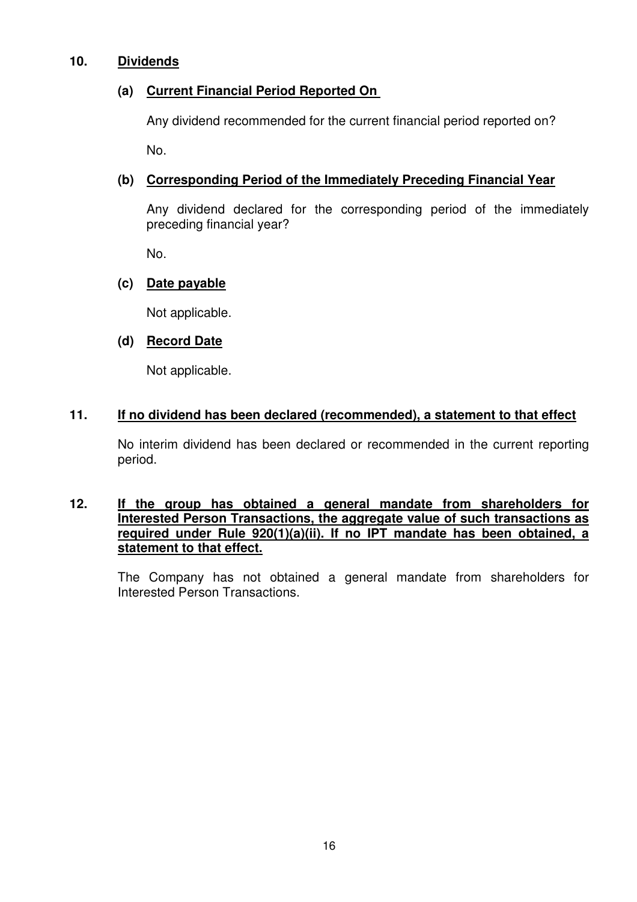## 10. Dividends

### (a) Current Financial Period Reported On

Any dividend recommended for the current financial period reported on?

No.

### (b) Corresponding Period of the Immediately Preceding Financial Year

Any dividend declared for the corresponding period of the immediately preceding financial year?

No.

### (c) Date payable

Not applicable.

### (d) Record Date

Not applicable.

## 11. If no dividend has been declared (recommended), a statement to that effect

No interim dividend has been declared or recommended in the current reporting period.

## 12. If the group has obtained a general mandate from shareholders for Interested Person Transactions, the aggregate value of such transactions as required under Rule 920(1)(a)(ii). If no IPT mandate has been obtained, a statement to that effect.

The Company has not obtained a general mandate from shareholders for Interested Person Transactions.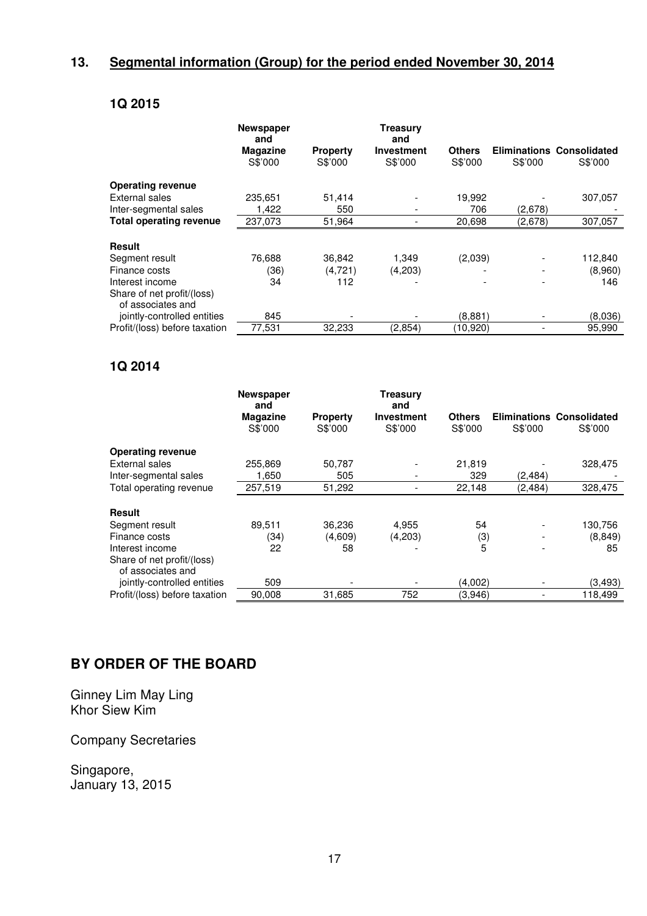## 13. Segmental information (Group) for the period ended November 30, 2014

### 1Q 2015

| | Newspaper and Magazine S$'000 | Property S$'000 | Treasury and Investment S$'000 | Others S$'000 | Eliminations S$'000 | Consolidated S$'000 |
|---|---|---|---|---|---|---|
| **Operating revenue** | | | | | | |
| External sales | 235,651 | 51,414 | - | 19,992 | - | 307,057 |
| Inter-segmental sales | 1,422 | 550 | - | 706 | (2,678) | - |
| **Total operating revenue** | 237,073 | 51,964 | - | 20,698 | (2,678) | 307,057 |
| **Result** | | | | | | |
| Segment result | 76,688 | 36,842 | 1,349 | (2,039) | - | 112,840 |
| Finance costs | (36) | (4,721) | (4,203) | - | - | (8,960) |
| Interest income | 34 | 112 | - | - | - | 146 |
| Share of net profit/(loss) of associates and jointly-controlled entities | 845 | - | - | (8,881) | - | (8,036) |
| Profit/(loss) before taxation | 77,531 | 32,233 | (2,854) | (10,920) | - | 95,990 |

### 1Q 2014

| | Newspaper and Magazine S$'000 | Property S$'000 | Treasury and Investment S$'000 | Others S$'000 | Eliminations S$'000 | Consolidated S$'000 |
|---|---|---|---|---|---|---|
| **Operating revenue** | | | | | | |
| External sales | 255,869 | 50,787 | - | 21,819 | - | 328,475 |
| Inter-segmental sales | 1,650 | 505 | - | 329 | (2,484) | - |
| Total operating revenue | 257,519 | 51,292 | - | 22,148 | (2,484) | 328,475 |
| **Result** | | | | | | |
| Segment result | 89,511 | 36,236 | 4,955 | 54 | - | 130,756 |
| Finance costs | (34) | (4,609) | (4,203) | (3) | - | (8,849) |
| Interest income | 22 | 58 | - | 5 | - | 85 |
| Share of net profit/(loss) of associates and jointly-controlled entities | 509 | - | - | (4,002) | - | (3,493) |
| Profit/(loss) before taxation | 90,008 | 31,685 | 752 | (3,946) | - | 118,499 |

## BY ORDER OF THE BOARD

Ginney Lim May Ling
Khor Siew Kim

Company Secretaries

Singapore,
January 13, 2015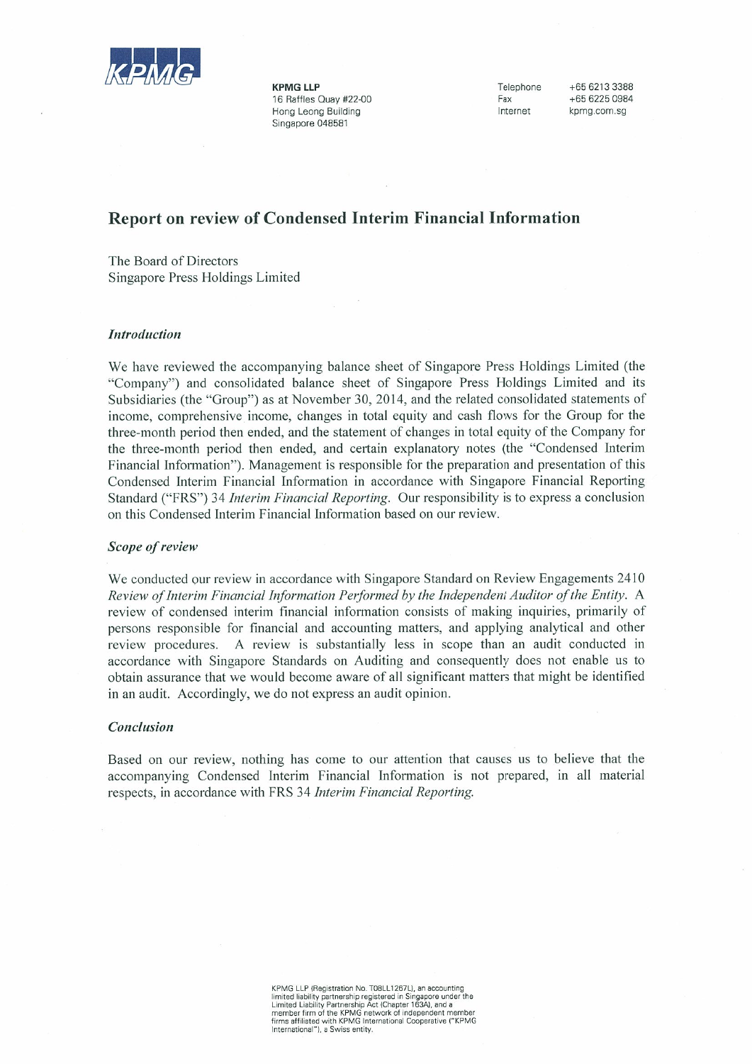KPMG

**KPMG LLP**
16 Raffles Quay #22-00
Hong Leong Building
Singapore 048581

Telephone +65 6213 3388
Fax +65 6225 0984
Internet kpmg.com.sg

## Report on review of Condensed Interim Financial Information

The Board of Directors
Singapore Press Holdings Limited

### *Introduction*

We have reviewed the accompanying balance sheet of Singapore Press Holdings Limited (the "Company") and consolidated balance sheet of Singapore Press Holdings Limited and its Subsidiaries (the "Group") as at November 30, 2014, and the related consolidated statements of income, comprehensive income, changes in total equity and cash flows for the Group for the three-month period then ended, and the statement of changes in total equity of the Company for the three-month period then ended, and certain explanatory notes (the "Condensed Interim Financial Information"). Management is responsible for the preparation and presentation of this Condensed Interim Financial Information in accordance with Singapore Financial Reporting Standard ("FRS") 34 *Interim Financial Reporting*. Our responsibility is to express a conclusion on this Condensed Interim Financial Information based on our review.

### *Scope of review*

We conducted our review in accordance with Singapore Standard on Review Engagements 2410 *Review of Interim Financial Information Performed by the Independent Auditor of the Entity*. A review of condensed interim financial information consists of making inquiries, primarily of persons responsible for financial and accounting matters, and applying analytical and other review procedures. A review is substantially less in scope than an audit conducted in accordance with Singapore Standards on Auditing and consequently does not enable us to obtain assurance that we would become aware of all significant matters that might be identified in an audit. Accordingly, we do not express an audit opinion.

### *Conclusion*

Based on our review, nothing has come to our attention that causes us to believe that the accompanying Condensed Interim Financial Information is not prepared, in all material respects, in accordance with FRS 34 *Interim Financial Reporting*.

KPMG LLP (Registration No. T08LL1267L), an accounting limited liability partnership registered in Singapore under the Limited Liability Partnership Act (Chapter 163A), and a member firm of the KPMG network of independent member firms affiliated with KPMG International Cooperative ("KPMG International"), a Swiss entity.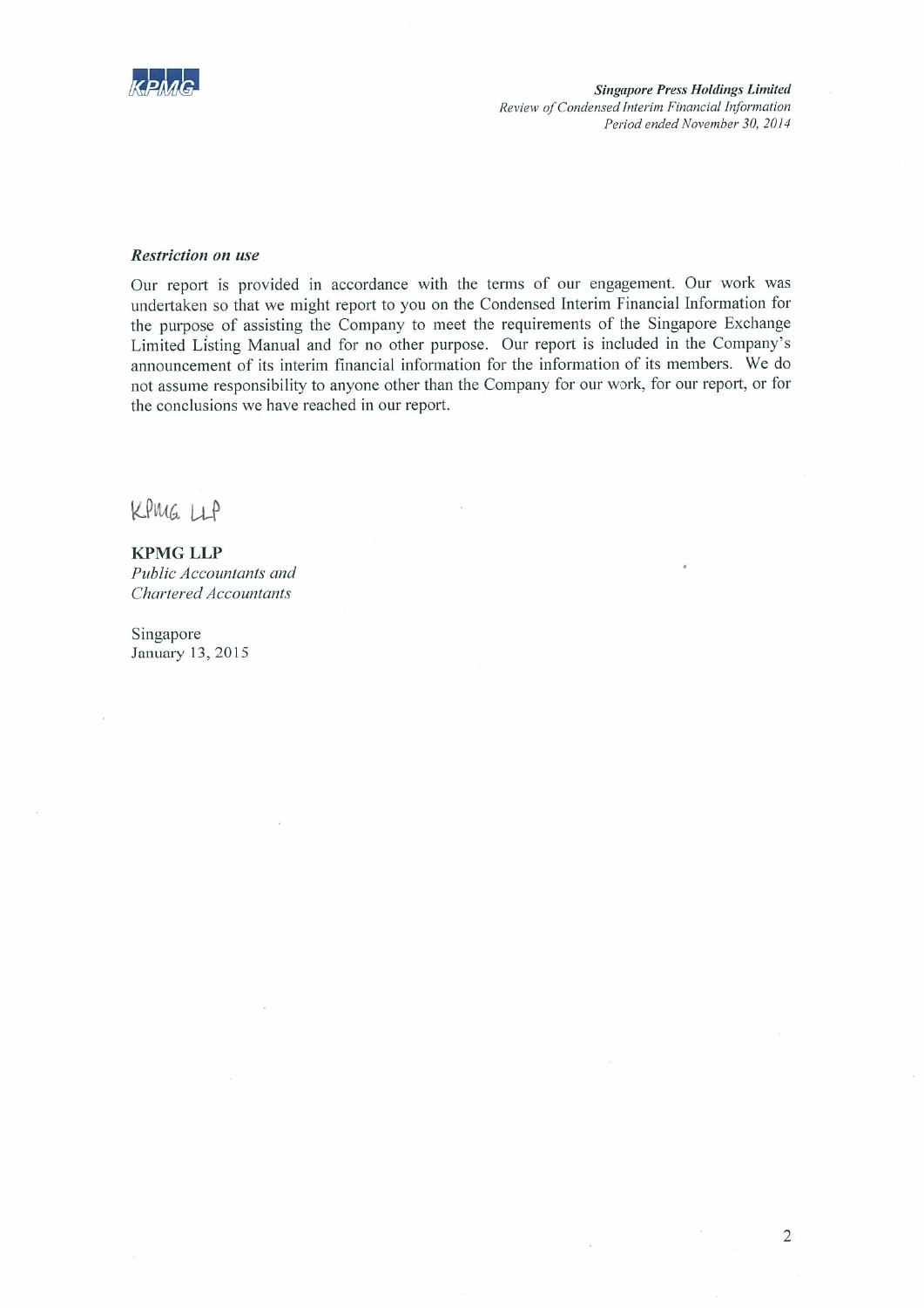### *Restriction on use*

Our report is provided in accordance with the terms of our engagement. Our work was undertaken so that we might report to you on the Condensed Interim Financial Information for the purpose of assisting the Company to meet the requirements of the Singapore Exchange Limited Listing Manual and for no other purpose. Our report is included in the Company's announcement of its interim financial information for the information of its members. We do not assume responsibility to anyone other than the Company for our work, for our report, or for the conclusions we have reached in our report.

KPMG LLP

**KPMG LLP**
*Public Accountants and*
*Chartered Accountants*

Singapore
January 13, 2015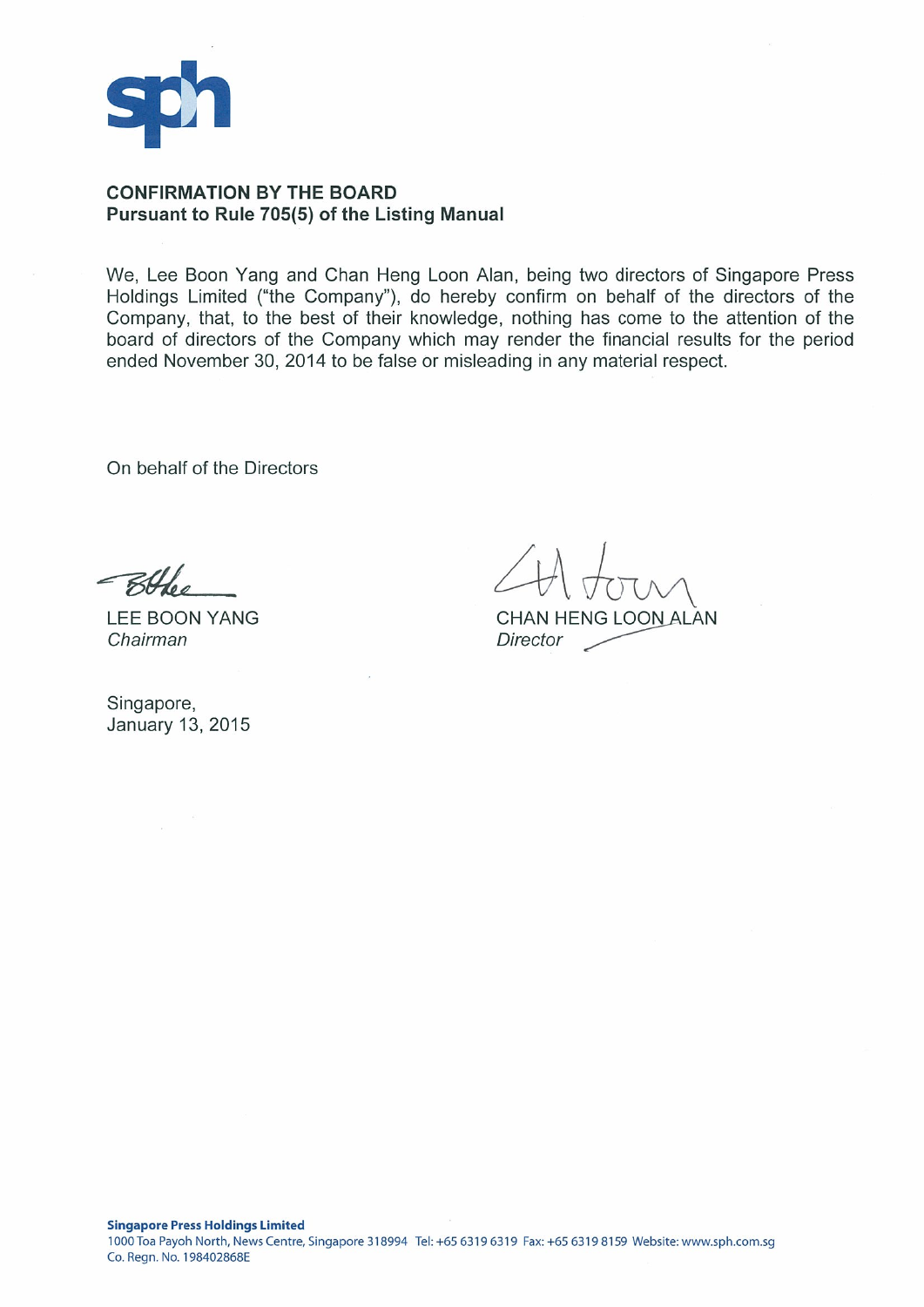## CONFIRMATION BY THE BOARD
**Pursuant to Rule 705(5) of the Listing Manual**

We, Lee Boon Yang and Chan Heng Loon Alan, being two directors of Singapore Press Holdings Limited ("the Company"), do hereby confirm on behalf of the directors of the Company, that, to the best of their knowledge, nothing has come to the attention of the board of directors of the Company which may render the financial results for the period ended November 30, 2014 to be false or misleading in any material respect.

On behalf of the Directors

LEE BOON YANG
*Chairman*

CHAN HENG LOON ALAN
*Director*

Singapore,
January 13, 2015

**Singapore Press Holdings Limited**
1000 Toa Payoh North, News Centre, Singapore 318994 Tel: +65 6319 6319 Fax: +65 6319 8159 Website: www.sph.com.sg
Co. Regn. No. 198402868E